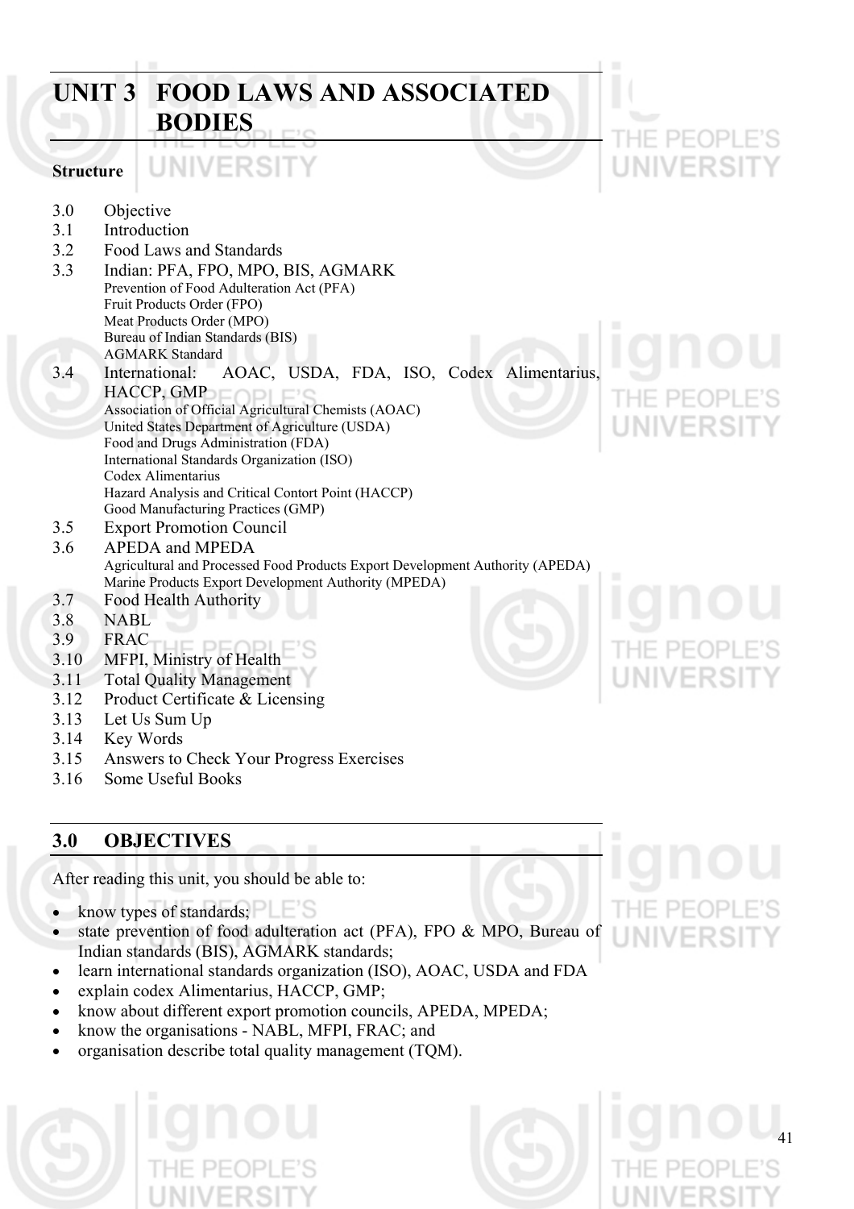# UNIT 3 FOOD LAWS AND ASSOCIATED BODIES

**Structure**

- 3.0 Objective
- 3.1 Introduction
- 3.2 Food Laws and Standards
- 3.3 Indian: PFA, FPO, MPO, BIS, AGMARK
  - Prevention of Food Adulteration Act (PFA)
  - Fruit Products Order (FPO)
  - Meat Products Order (MPO)
  - Bureau of Indian Standards (BIS)
  - AGMARK Standard
- 3.4 International: AOAC, USDA, FDA, ISO, Codex Alimentarius, HACCP, GMP
  - Association of Official Agricultural Chemists (AOAC)
  - United States Department of Agriculture (USDA)
  - Food and Drugs Administration (FDA)
  - International Standards Organization (ISO)
  - Codex Alimentarius
  - Hazard Analysis and Critical Contort Point (HACCP)
  - Good Manufacturing Practices (GMP)
- 3.5 Export Promotion Council
- 3.6 APEDA and MPEDA
  - Agricultural and Processed Food Products Export Development Authority (APEDA)
  - Marine Products Export Development Authority (MPEDA)
- 3.7 Food Health Authority
- 3.8 NABL
- 3.9 FRAC
- 3.10 MFPI, Ministry of Health
- 3.11 Total Quality Management
- 3.12 Product Certificate & Licensing
- 3.13 Let Us Sum Up
- 3.14 Key Words
- 3.15 Answers to Check Your Progress Exercises
- 3.16 Some Useful Books

## 3.0 OBJECTIVES

After reading this unit, you should be able to:

- know types of standards;
- state prevention of food adulteration act (PFA), FPO & MPO, Bureau of Indian standards (BIS), AGMARK standards;
- learn international standards organization (ISO), AOAC, USDA and FDA
- explain codex Alimentarius, HACCP, GMP;
- know about different export promotion councils, APEDA, MPEDA;
- know the organisations - NABL, MFPI, FRAC; and
- organisation describe total quality management (TQM).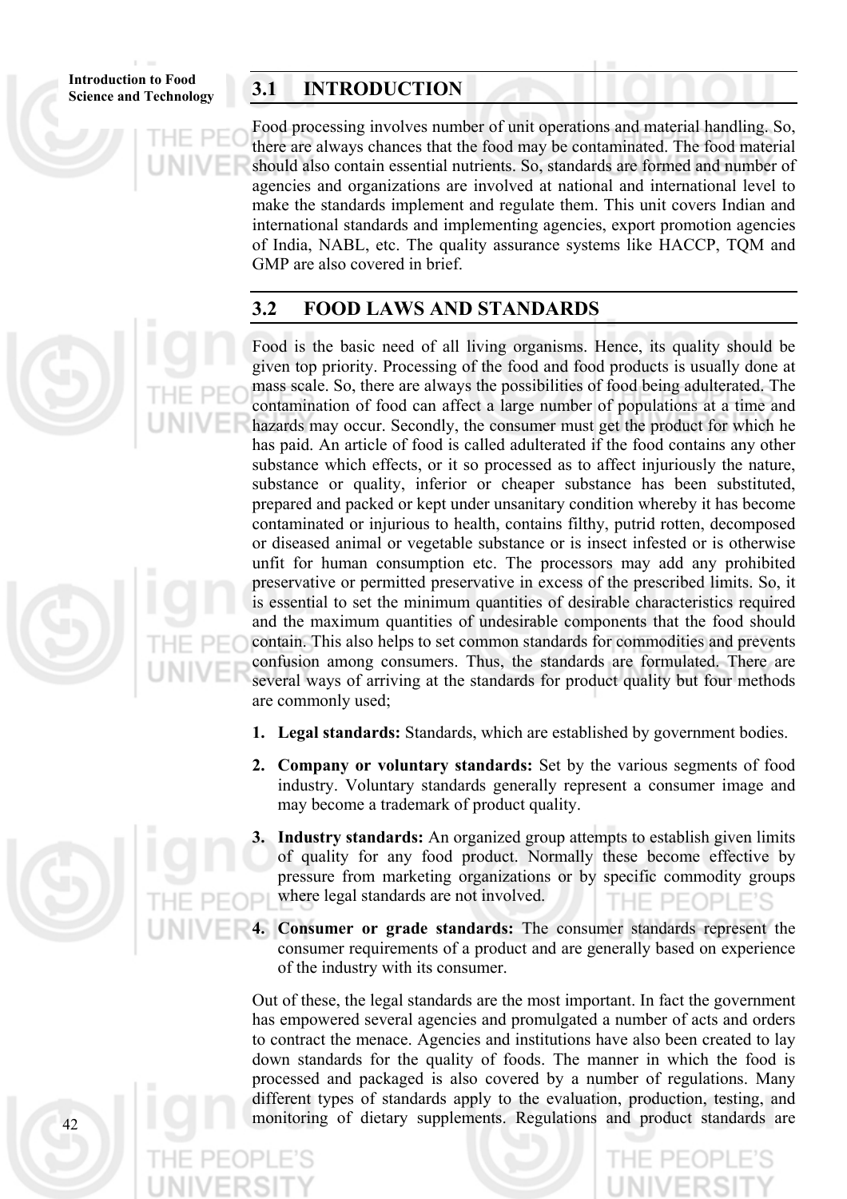## 3.1 INTRODUCTION

Food processing involves number of unit operations and material handling. So, there are always chances that the food may be contaminated. The food material should also contain essential nutrients. So, standards are formed and number of agencies and organizations are involved at national and international level to make the standards implement and regulate them. This unit covers Indian and international standards and implementing agencies, export promotion agencies of India, NABL, etc. The quality assurance systems like HACCP, TQM and GMP are also covered in brief.

## 3.2 FOOD LAWS AND STANDARDS

Food is the basic need of all living organisms. Hence, its quality should be given top priority. Processing of the food and food products is usually done at mass scale. So, there are always the possibilities of food being adulterated. The contamination of food can affect a large number of populations at a time and hazards may occur. Secondly, the consumer must get the product for which he has paid. An article of food is called adulterated if the food contains any other substance which effects, or it so processed as to affect injuriously the nature, substance or quality, inferior or cheaper substance has been substituted, prepared and packed or kept under unsanitary condition whereby it has become contaminated or injurious to health, contains filthy, putrid rotten, decomposed or diseased animal or vegetable substance or is insect infested or is otherwise unfit for human consumption etc. The processors may add any prohibited preservative or permitted preservative in excess of the prescribed limits. So, it is essential to set the minimum quantities of desirable characteristics required and the maximum quantities of undesirable components that the food should contain. This also helps to set common standards for commodities and prevents confusion among consumers. Thus, the standards are formulated. There are several ways of arriving at the standards for product quality but four methods are commonly used;

1. **Legal standards:** Standards, which are established by government bodies.
2. **Company or voluntary standards:** Set by the various segments of food industry. Voluntary standards generally represent a consumer image and may become a trademark of product quality.
3. **Industry standards:** An organized group attempts to establish given limits of quality for any food product. Normally these become effective by pressure from marketing organizations or by specific commodity groups where legal standards are not involved.
4. **Consumer or grade standards:** The consumer standards represent the consumer requirements of a product and are generally based on experience of the industry with its consumer.

Out of these, the legal standards are the most important. In fact the government has empowered several agencies and promulgated a number of acts and orders to contract the menace. Agencies and institutions have also been created to lay down standards for the quality of foods. The manner in which the food is processed and packaged is also covered by a number of regulations. Many different types of standards apply to the evaluation, production, testing, and monitoring of dietary supplements. Regulations and product standards are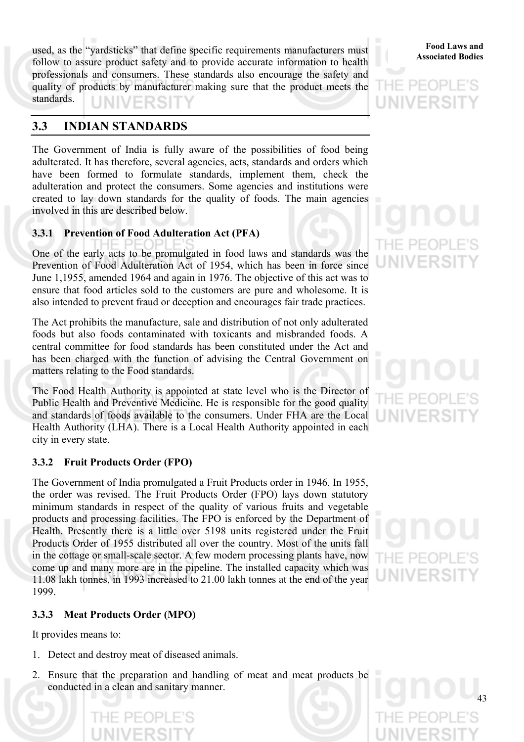used, as the "yardsticks" that define specific requirements manufacturers must follow to assure product safety and to provide accurate information to health professionals and consumers. These standards also encourage the safety and quality of products by manufacturer making sure that the product meets the standards.

## 3.3 INDIAN STANDARDS

The Government of India is fully aware of the possibilities of food being adulterated. It has therefore, several agencies, acts, standards and orders which have been formed to formulate standards, implement them, check the adulteration and protect the consumers. Some agencies and institutions were created to lay down standards for the quality of foods. The main agencies involved in this are described below.

### 3.3.1 Prevention of Food Adulteration Act (PFA)

One of the early acts to be promulgated in food laws and standards was the Prevention of Food Adulteration Act of 1954, which has been in force since June 1,1955, amended 1964 and again in 1976. The objective of this act was to ensure that food articles sold to the customers are pure and wholesome. It is also intended to prevent fraud or deception and encourages fair trade practices.

The Act prohibits the manufacture, sale and distribution of not only adulterated foods but also foods contaminated with toxicants and misbranded foods. A central committee for food standards has been constituted under the Act and has been charged with the function of advising the Central Government on matters relating to the Food standards.

The Food Health Authority is appointed at state level who is the Director of Public Health and Preventive Medicine. He is responsible for the good quality and standards of foods available to the consumers. Under FHA are the Local Health Authority (LHA). There is a Local Health Authority appointed in each city in every state.

### 3.3.2 Fruit Products Order (FPO)

The Government of India promulgated a Fruit Products order in 1946. In 1955, the order was revised. The Fruit Products Order (FPO) lays down statutory minimum standards in respect of the quality of various fruits and vegetable products and processing facilities. The FPO is enforced by the Department of Health. Presently there is a little over 5198 units registered under the Fruit Products Order of 1955 distributed all over the country. Most of the units fall in the cottage or small-scale sector. A few modern processing plants have, now come up and many more are in the pipeline. The installed capacity which was 11.08 lakh tonnes, in 1993 increased to 21.00 lakh tonnes at the end of the year 1999.

### 3.3.3 Meat Products Order (MPO)

It provides means to:

1. Detect and destroy meat of diseased animals.
2. Ensure that the preparation and handling of meat and meat products be conducted in a clean and sanitary manner.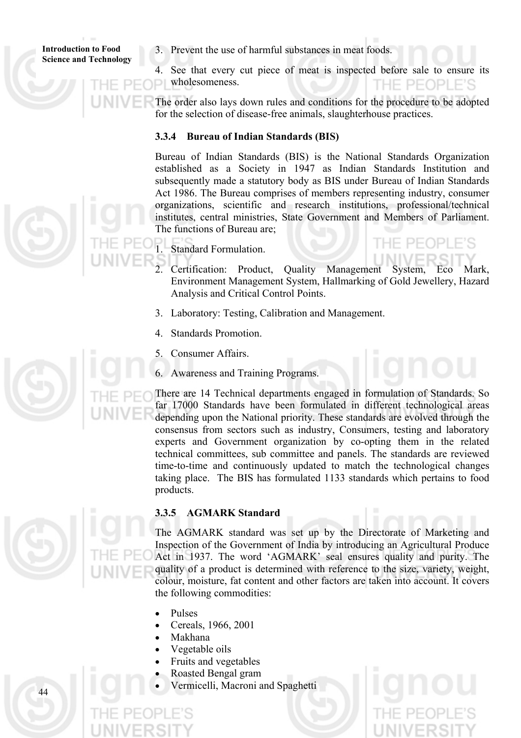3. Prevent the use of harmful substances in meat foods.

4. See that every cut piece of meat is inspected before sale to ensure its wholesomeness.

The order also lays down rules and conditions for the procedure to be adopted for the selection of disease-free animals, slaughterhouse practices.

### 3.3.4 Bureau of Indian Standards (BIS)

Bureau of Indian Standards (BIS) is the National Standards Organization established as a Society in 1947 as Indian Standards Institution and subsequently made a statutory body as BIS under Bureau of Indian Standards Act 1986. The Bureau comprises of members representing industry, consumer organizations, scientific and research institutions, professional/technical institutes, central ministries, State Government and Members of Parliament. The functions of Bureau are;

1. Standard Formulation.
2. Certification: Product, Quality Management System, Eco Mark, Environment Management System, Hallmarking of Gold Jewellery, Hazard Analysis and Critical Control Points.
3. Laboratory: Testing, Calibration and Management.
4. Standards Promotion.
5. Consumer Affairs.
6. Awareness and Training Programs.

There are 14 Technical departments engaged in formulation of Standards. So far 17000 Standards have been formulated in different technological areas depending upon the National priority. These standards are evolved through the consensus from sectors such as industry, Consumers, testing and laboratory experts and Government organization by co-opting them in the related technical committees, sub committee and panels. The standards are reviewed time-to-time and continuously updated to match the technological changes taking place. The BIS has formulated 1133 standards which pertains to food products.

### 3.3.5 AGMARK Standard

The AGMARK standard was set up by the Directorate of Marketing and Inspection of the Government of India by introducing an Agricultural Produce Act in 1937. The word 'AGMARK' seal ensures quality and purity. The quality of a product is determined with reference to the size, variety, weight, colour, moisture, fat content and other factors are taken into account. It covers the following commodities:

- Pulses
- Cereals, 1966, 2001
- Makhana
- Vegetable oils
- Fruits and vegetables
- Roasted Bengal gram
- Vermicelli, Macroni and Spaghetti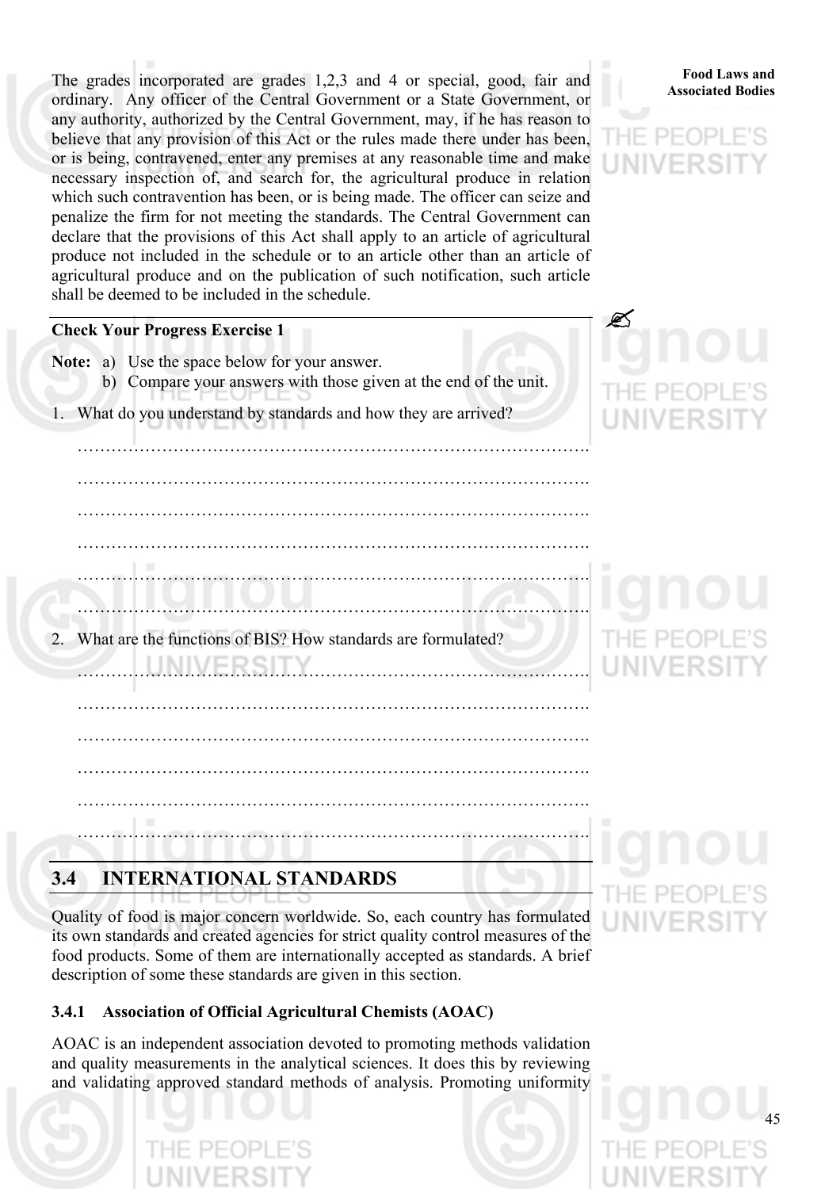The grades incorporated are grades 1,2,3 and 4 or special, good, fair and ordinary. Any officer of the Central Government or a State Government, or any authority, authorized by the Central Government, may, if he has reason to believe that any provision of this Act or the rules made there under has been, or is being, contravened, enter any premises at any reasonable time and make necessary inspection of, and search for, the agricultural produce in relation which such contravention has been, or is being made. The officer can seize and penalize the firm for not meeting the standards. The Central Government can declare that the provisions of this Act shall apply to an article of agricultural produce not included in the schedule or to an article other than an article of agricultural produce and on the publication of such notification, such article shall be deemed to be included in the schedule.

**Check Your Progress Exercise 1**

**Note:** a) Use the space below for your answer.
b) Compare your answers with those given at the end of the unit.

1. What do you understand by standards and how they are arrived?

…………………………………………………………………………….

…………………………………………………………………………….

…………………………………………………………………………….

…………………………………………………………………………….

…………………………………………………………………………….

…………………………………………………………………………….

2. What are the functions of BIS? How standards are formulated?

…………………………………………………………………………….

…………………………………………………………………………….

…………………………………………………………………………….

…………………………………………………………………………….

…………………………………………………………………………….

…………………………………………………………………………….

## 3.4 INTERNATIONAL STANDARDS

Quality of food is major concern worldwide. So, each country has formulated its own standards and created agencies for strict quality control measures of the food products. Some of them are internationally accepted as standards. A brief description of some these standards are given in this section.

### 3.4.1 Association of Official Agricultural Chemists (AOAC)

AOAC is an independent association devoted to promoting methods validation and quality measurements in the analytical sciences. It does this by reviewing and validating approved standard methods of analysis. Promoting uniformity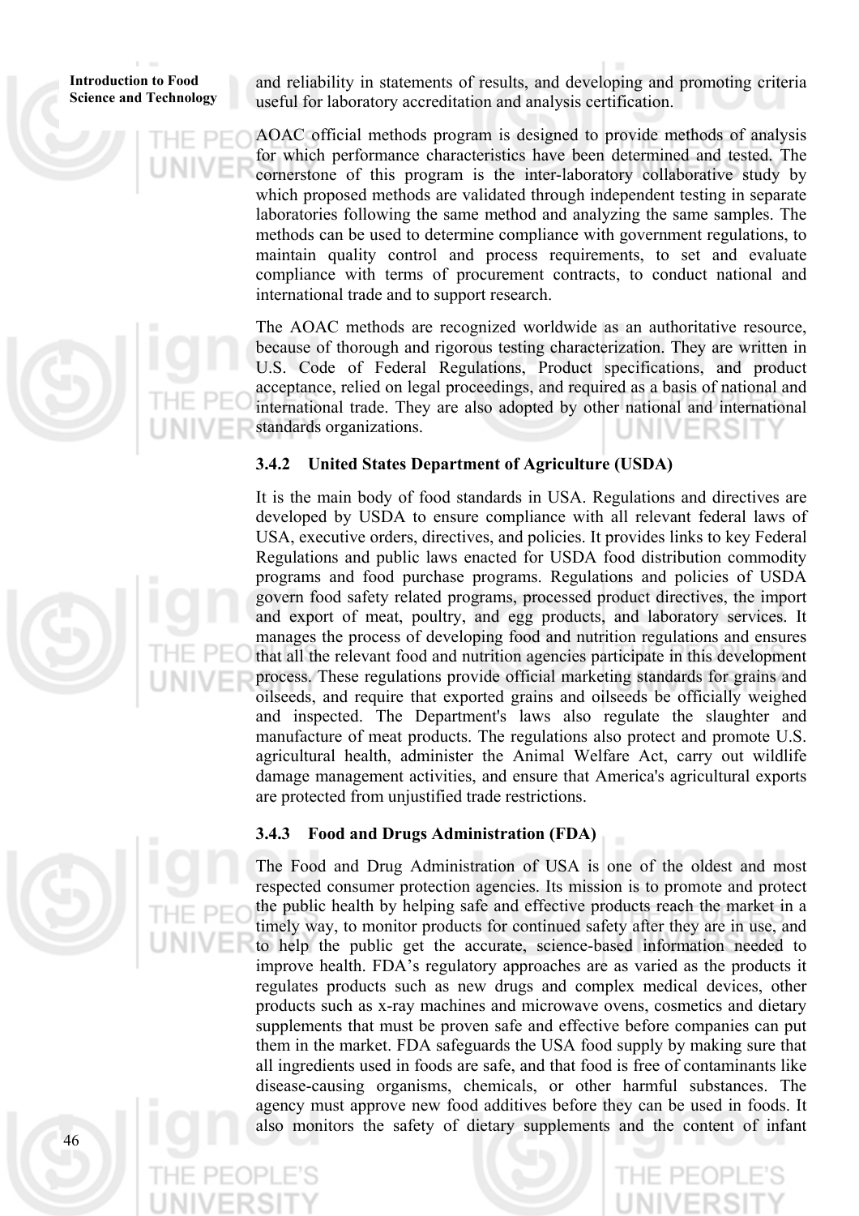and reliability in statements of results, and developing and promoting criteria useful for laboratory accreditation and analysis certification.

AOAC official methods program is designed to provide methods of analysis for which performance characteristics have been determined and tested. The cornerstone of this program is the inter-laboratory collaborative study by which proposed methods are validated through independent testing in separate laboratories following the same method and analyzing the same samples. The methods can be used to determine compliance with government regulations, to maintain quality control and process requirements, to set and evaluate compliance with terms of procurement contracts, to conduct national and international trade and to support research.

The AOAC methods are recognized worldwide as an authoritative resource, because of thorough and rigorous testing characterization. They are written in U.S. Code of Federal Regulations, Product specifications, and product acceptance, relied on legal proceedings, and required as a basis of national and international trade. They are also adopted by other national and international standards organizations.

### 3.4.2 United States Department of Agriculture (USDA)

It is the main body of food standards in USA. Regulations and directives are developed by USDA to ensure compliance with all relevant federal laws of USA, executive orders, directives, and policies. It provides links to key Federal Regulations and public laws enacted for USDA food distribution commodity programs and food purchase programs. Regulations and policies of USDA govern food safety related programs, processed product directives, the import and export of meat, poultry, and egg products, and laboratory services. It manages the process of developing food and nutrition regulations and ensures that all the relevant food and nutrition agencies participate in this development process. These regulations provide official marketing standards for grains and oilseeds, and require that exported grains and oilseeds be officially weighed and inspected. The Department's laws also regulate the slaughter and manufacture of meat products. The regulations also protect and promote U.S. agricultural health, administer the Animal Welfare Act, carry out wildlife damage management activities, and ensure that America's agricultural exports are protected from unjustified trade restrictions.

### 3.4.3 Food and Drugs Administration (FDA)

The Food and Drug Administration of USA is one of the oldest and most respected consumer protection agencies. Its mission is to promote and protect the public health by helping safe and effective products reach the market in a timely way, to monitor products for continued safety after they are in use, and to help the public get the accurate, science-based information needed to improve health. FDA's regulatory approaches are as varied as the products it regulates products such as new drugs and complex medical devices, other products such as x-ray machines and microwave ovens, cosmetics and dietary supplements that must be proven safe and effective before companies can put them in the market. FDA safeguards the USA food supply by making sure that all ingredients used in foods are safe, and that food is free of contaminants like disease-causing organisms, chemicals, or other harmful substances. The agency must approve new food additives before they can be used in foods. It also monitors the safety of dietary supplements and the content of infant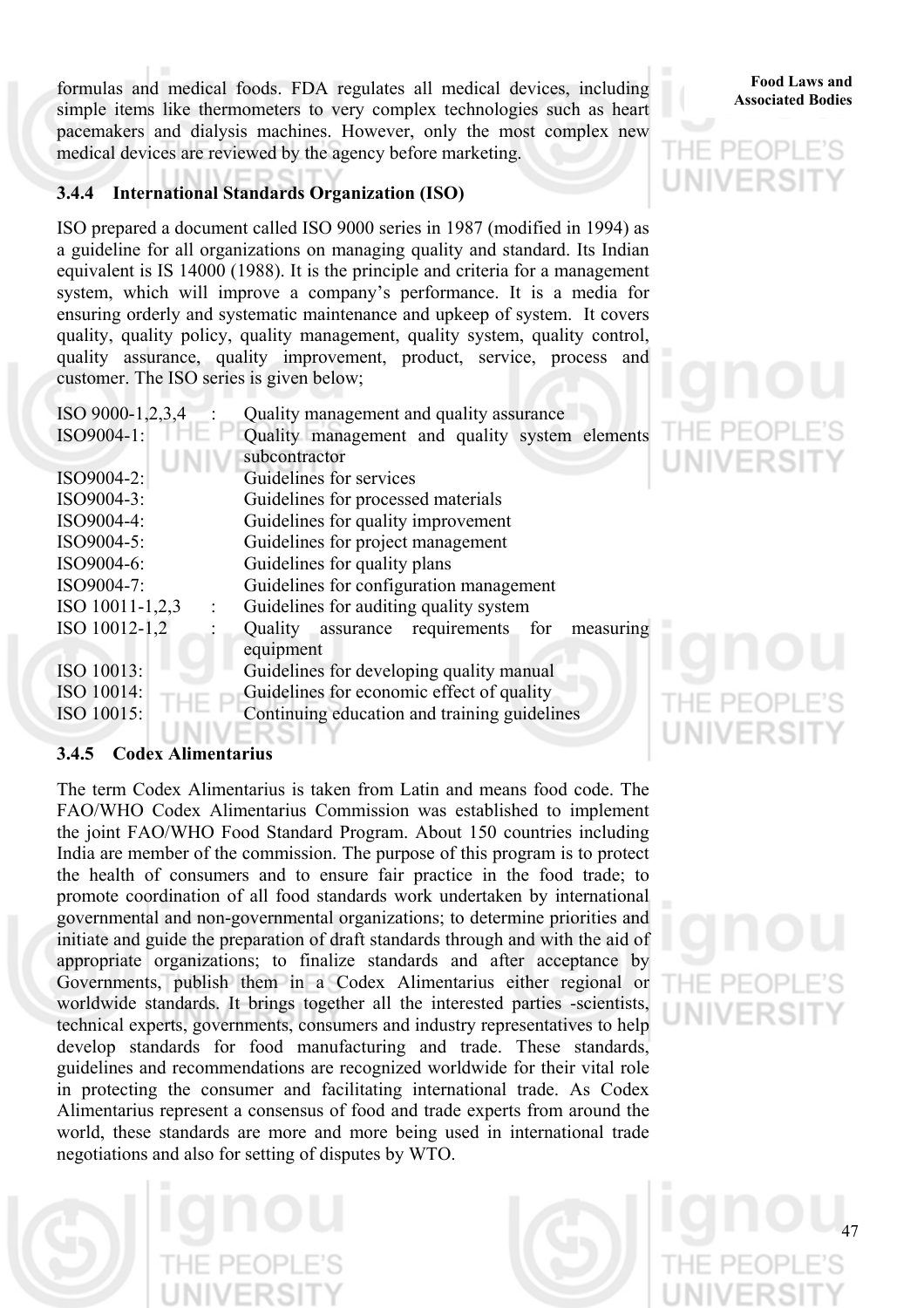formulas and medical foods. FDA regulates all medical devices, including simple items like thermometers to very complex technologies such as heart pacemakers and dialysis machines. However, only the most complex new medical devices are reviewed by the agency before marketing.

### 3.4.4 International Standards Organization (ISO)

ISO prepared a document called ISO 9000 series in 1987 (modified in 1994) as a guideline for all organizations on managing quality and standard. Its Indian equivalent is IS 14000 (1988). It is the principle and criteria for a management system, which will improve a company's performance. It is a media for ensuring orderly and systematic maintenance and upkeep of system. It covers quality, quality policy, quality management, quality system, quality control, quality assurance, quality improvement, product, service, process and customer. The ISO series is given below;

| | |
|---|---|
| ISO 9000-1,2,3,4 : | Quality management and quality assurance |
| ISO9004-1: | Quality management and quality system elements subcontractor |
| ISO9004-2: | Guidelines for services |
| ISO9004-3: | Guidelines for processed materials |
| ISO9004-4: | Guidelines for quality improvement |
| ISO9004-5: | Guidelines for project management |
| ISO9004-6: | Guidelines for quality plans |
| ISO9004-7: | Guidelines for configuration management |
| ISO 10011-1,2,3 : | Guidelines for auditing quality system |
| ISO 10012-1,2 : | Quality assurance requirements for measuring equipment |
| ISO 10013: | Guidelines for developing quality manual |
| ISO 10014: | Guidelines for economic effect of quality |
| ISO 10015: | Continuing education and training guidelines |

### 3.4.5 Codex Alimentarius

The term Codex Alimentarius is taken from Latin and means food code. The FAO/WHO Codex Alimentarius Commission was established to implement the joint FAO/WHO Food Standard Program. About 150 countries including India are member of the commission. The purpose of this program is to protect the health of consumers and to ensure fair practice in the food trade; to promote coordination of all food standards work undertaken by international governmental and non-governmental organizations; to determine priorities and initiate and guide the preparation of draft standards through and with the aid of appropriate organizations; to finalize standards and after acceptance by Governments, publish them in a Codex Alimentarius either regional or worldwide standards. It brings together all the interested parties -scientists, technical experts, governments, consumers and industry representatives to help develop standards for food manufacturing and trade. These standards, guidelines and recommendations are recognized worldwide for their vital role in protecting the consumer and facilitating international trade. As Codex Alimentarius represent a consensus of food and trade experts from around the world, these standards are more and more being used in international trade negotiations and also for setting of disputes by WTO.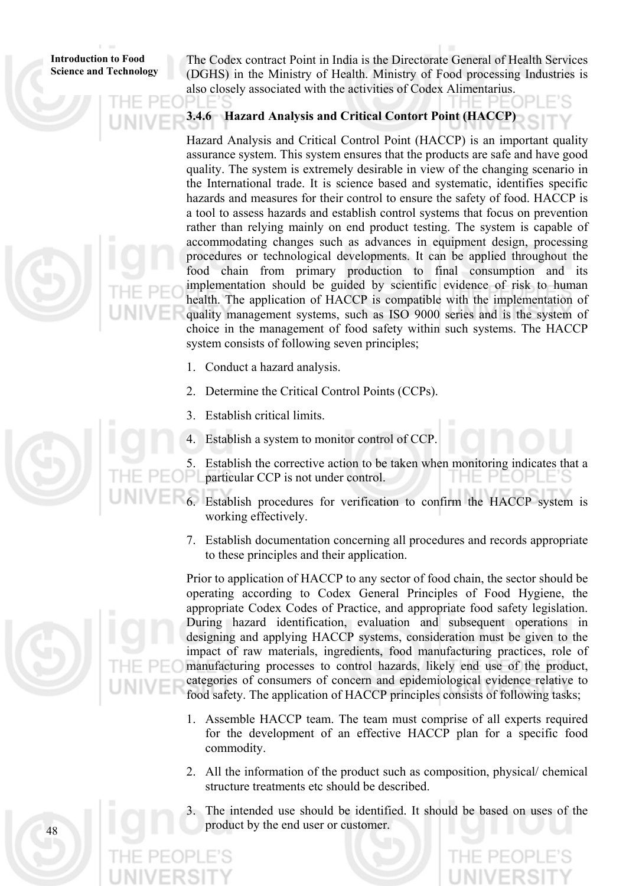The Codex contract Point in India is the Directorate General of Health Services (DGHS) in the Ministry of Health. Ministry of Food processing Industries is also closely associated with the activities of Codex Alimentarius.

### 3.4.6 Hazard Analysis and Critical Contort Point (HACCP)

Hazard Analysis and Critical Control Point (HACCP) is an important quality assurance system. This system ensures that the products are safe and have good quality. The system is extremely desirable in view of the changing scenario in the International trade. It is science based and systematic, identifies specific hazards and measures for their control to ensure the safety of food. HACCP is a tool to assess hazards and establish control systems that focus on prevention rather than relying mainly on end product testing. The system is capable of accommodating changes such as advances in equipment design, processing procedures or technological developments. It can be applied throughout the food chain from primary production to final consumption and its implementation should be guided by scientific evidence of risk to human health. The application of HACCP is compatible with the implementation of quality management systems, such as ISO 9000 series and is the system of choice in the management of food safety within such systems. The HACCP system consists of following seven principles;

1. Conduct a hazard analysis.
2. Determine the Critical Control Points (CCPs).
3. Establish critical limits.
4. Establish a system to monitor control of CCP.
5. Establish the corrective action to be taken when monitoring indicates that a particular CCP is not under control.
6. Establish procedures for verification to confirm the HACCP system is working effectively.
7. Establish documentation concerning all procedures and records appropriate to these principles and their application.

Prior to application of HACCP to any sector of food chain, the sector should be operating according to Codex General Principles of Food Hygiene, the appropriate Codex Codes of Practice, and appropriate food safety legislation. During hazard identification, evaluation and subsequent operations in designing and applying HACCP systems, consideration must be given to the impact of raw materials, ingredients, food manufacturing practices, role of manufacturing processes to control hazards, likely end use of the product, categories of consumers of concern and epidemiological evidence relative to food safety. The application of HACCP principles consists of following tasks;

1. Assemble HACCP team. The team must comprise of all experts required for the development of an effective HACCP plan for a specific food commodity.
2. All the information of the product such as composition, physical/ chemical structure treatments etc should be described.
3. The intended use should be identified. It should be based on uses of the product by the end user or customer.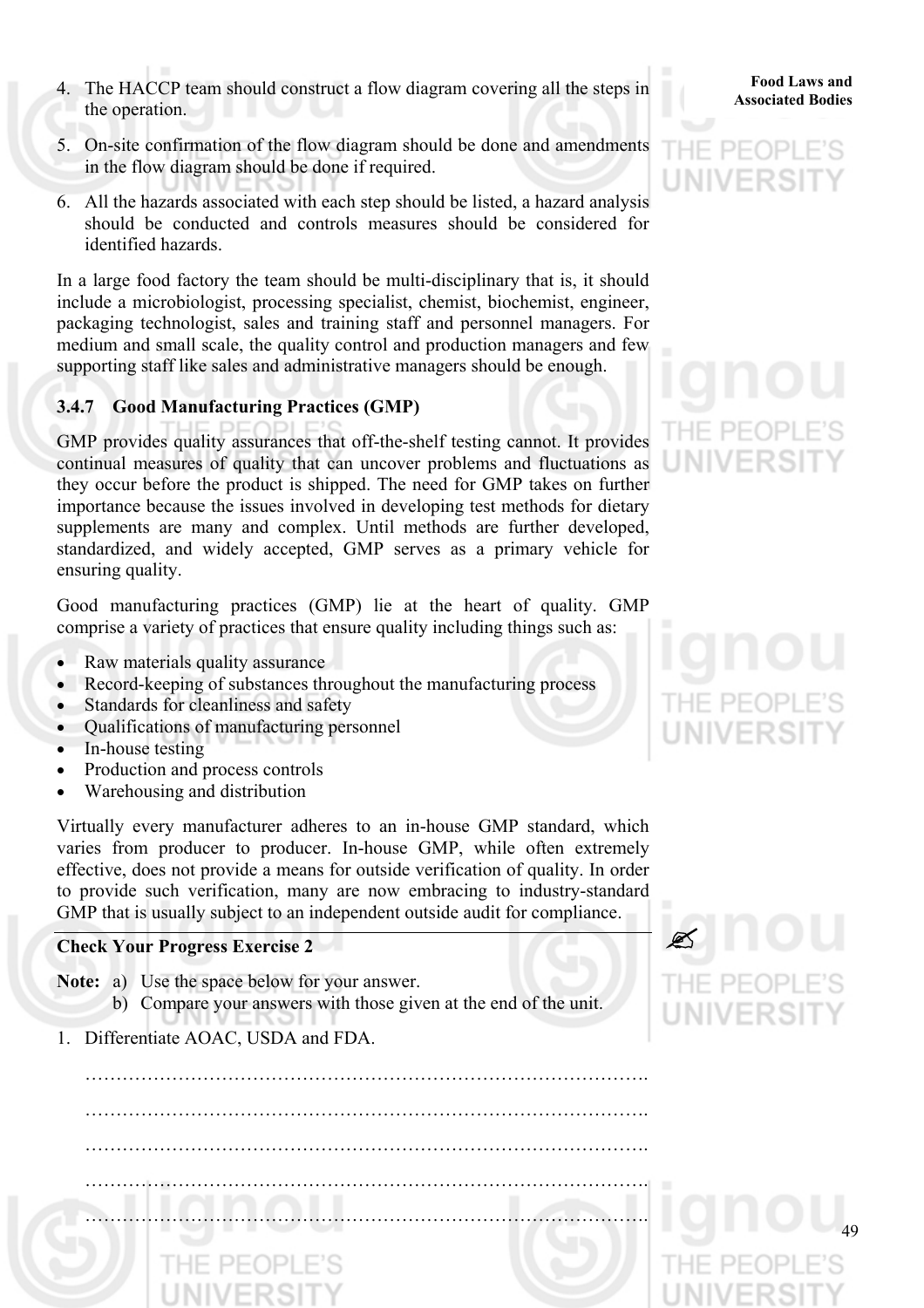4. The HACCP team should construct a flow diagram covering all the steps in the operation.
5. On-site confirmation of the flow diagram should be done and amendments in the flow diagram should be done if required.
6. All the hazards associated with each step should be listed, a hazard analysis should be conducted and controls measures should be considered for identified hazards.

In a large food factory the team should be multi-disciplinary that is, it should include a microbiologist, processing specialist, chemist, biochemist, engineer, packaging technologist, sales and training staff and personnel managers. For medium and small scale, the quality control and production managers and few supporting staff like sales and administrative managers should be enough.

### 3.4.7 Good Manufacturing Practices (GMP)

GMP provides quality assurances that off-the-shelf testing cannot. It provides continual measures of quality that can uncover problems and fluctuations as they occur before the product is shipped. The need for GMP takes on further importance because the issues involved in developing test methods for dietary supplements are many and complex. Until methods are further developed, standardized, and widely accepted, GMP serves as a primary vehicle for ensuring quality.

Good manufacturing practices (GMP) lie at the heart of quality. GMP comprise a variety of practices that ensure quality including things such as:

- Raw materials quality assurance
- Record-keeping of substances throughout the manufacturing process
- Standards for cleanliness and safety
- Qualifications of manufacturing personnel
- In-house testing
- Production and process controls
- Warehousing and distribution

Virtually every manufacturer adheres to an in-house GMP standard, which varies from producer to producer. In-house GMP, while often extremely effective, does not provide a means for outside verification of quality. In order to provide such verification, many are now embracing to industry-standard GMP that is usually subject to an independent outside audit for compliance.

**Check Your Progress Exercise 2**

**Note:** a) Use the space below for your answer.
b) Compare your answers with those given at the end of the unit.

1. Differentiate AOAC, USDA and FDA.

……………………………………………………………………………….

……………………………………………………………………………….

……………………………………………………………………………….

……………………………………………………………………………….

……………………………………………………………………………….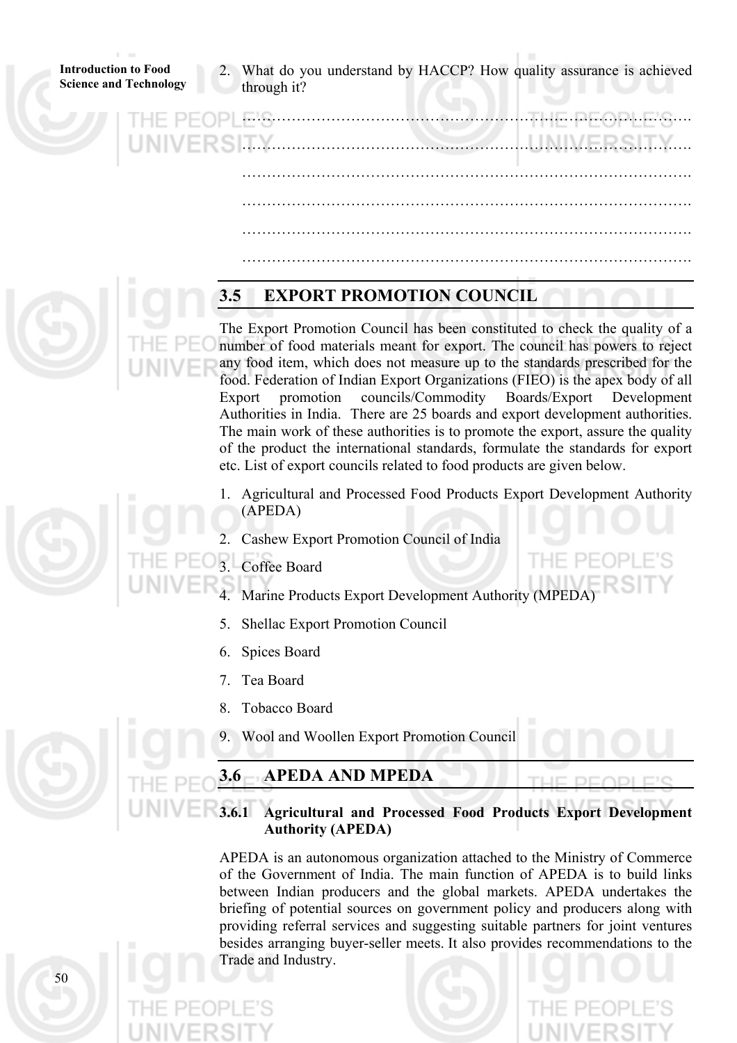2. What do you understand by HACCP? How quality assurance is achieved through it?

…………………………………………………………………………………….

…………………………………………………………………………………….

…………………………………………………………………………………….

…………………………………………………………………………………….

…………………………………………………………………………………….

…………………………………………………………………………………….

## 3.5 EXPORT PROMOTION COUNCIL

The Export Promotion Council has been constituted to check the quality of a number of food materials meant for export. The council has powers to reject any food item, which does not measure up to the standards prescribed for the food. Federation of Indian Export Organizations (FIEO) is the apex body of all Export promotion councils/Commodity Boards/Export Development Authorities in India. There are 25 boards and export development authorities. The main work of these authorities is to promote the export, assure the quality of the product the international standards, formulate the standards for export etc. List of export councils related to food products are given below.

1. Agricultural and Processed Food Products Export Development Authority (APEDA)
2. Cashew Export Promotion Council of India
3. Coffee Board
4. Marine Products Export Development Authority (MPEDA)
5. Shellac Export Promotion Council
6. Spices Board
7. Tea Board
8. Tobacco Board
9. Wool and Woollen Export Promotion Council

## 3.6 APEDA AND MPEDA

### 3.6.1 Agricultural and Processed Food Products Export Development Authority (APEDA)

APEDA is an autonomous organization attached to the Ministry of Commerce of the Government of India. The main function of APEDA is to build links between Indian producers and the global markets. APEDA undertakes the briefing of potential sources on government policy and producers along with providing referral services and suggesting suitable partners for joint ventures besides arranging buyer-seller meets. It also provides recommendations to the Trade and Industry.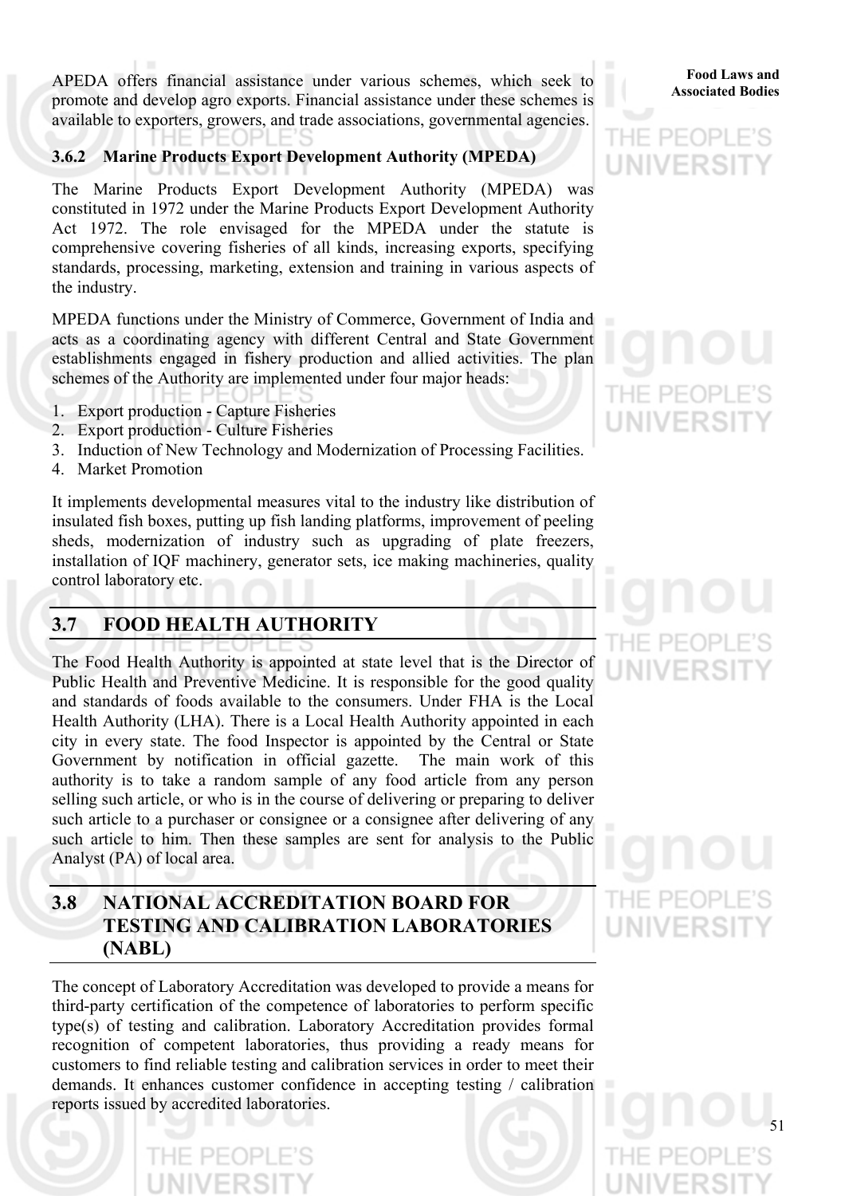APEDA offers financial assistance under various schemes, which seek to promote and develop agro exports. Financial assistance under these schemes is available to exporters, growers, and trade associations, governmental agencies.

### 3.6.2 Marine Products Export Development Authority (MPEDA)

The Marine Products Export Development Authority (MPEDA) was constituted in 1972 under the Marine Products Export Development Authority Act 1972. The role envisaged for the MPEDA under the statute is comprehensive covering fisheries of all kinds, increasing exports, specifying standards, processing, marketing, extension and training in various aspects of the industry.

MPEDA functions under the Ministry of Commerce, Government of India and acts as a coordinating agency with different Central and State Government establishments engaged in fishery production and allied activities. The plan schemes of the Authority are implemented under four major heads:

1. Export production - Capture Fisheries
2. Export production - Culture Fisheries
3. Induction of New Technology and Modernization of Processing Facilities.
4. Market Promotion

It implements developmental measures vital to the industry like distribution of insulated fish boxes, putting up fish landing platforms, improvement of peeling sheds, modernization of industry such as upgrading of plate freezers, installation of IQF machinery, generator sets, ice making machineries, quality control laboratory etc.

## 3.7 FOOD HEALTH AUTHORITY

The Food Health Authority is appointed at state level that is the Director of Public Health and Preventive Medicine. It is responsible for the good quality and standards of foods available to the consumers. Under FHA is the Local Health Authority (LHA). There is a Local Health Authority appointed in each city in every state. The food Inspector is appointed by the Central or State Government by notification in official gazette. The main work of this authority is to take a random sample of any food article from any person selling such article, or who is in the course of delivering or preparing to deliver such article to a purchaser or consignee or a consignee after delivering of any such article to him. Then these samples are sent for analysis to the Public Analyst (PA) of local area.

## 3.8 NATIONAL ACCREDITATION BOARD FOR TESTING AND CALIBRATION LABORATORIES (NABL)

The concept of Laboratory Accreditation was developed to provide a means for third-party certification of the competence of laboratories to perform specific type(s) of testing and calibration. Laboratory Accreditation provides formal recognition of competent laboratories, thus providing a ready means for customers to find reliable testing and calibration services in order to meet their demands. It enhances customer confidence in accepting testing / calibration reports issued by accredited laboratories.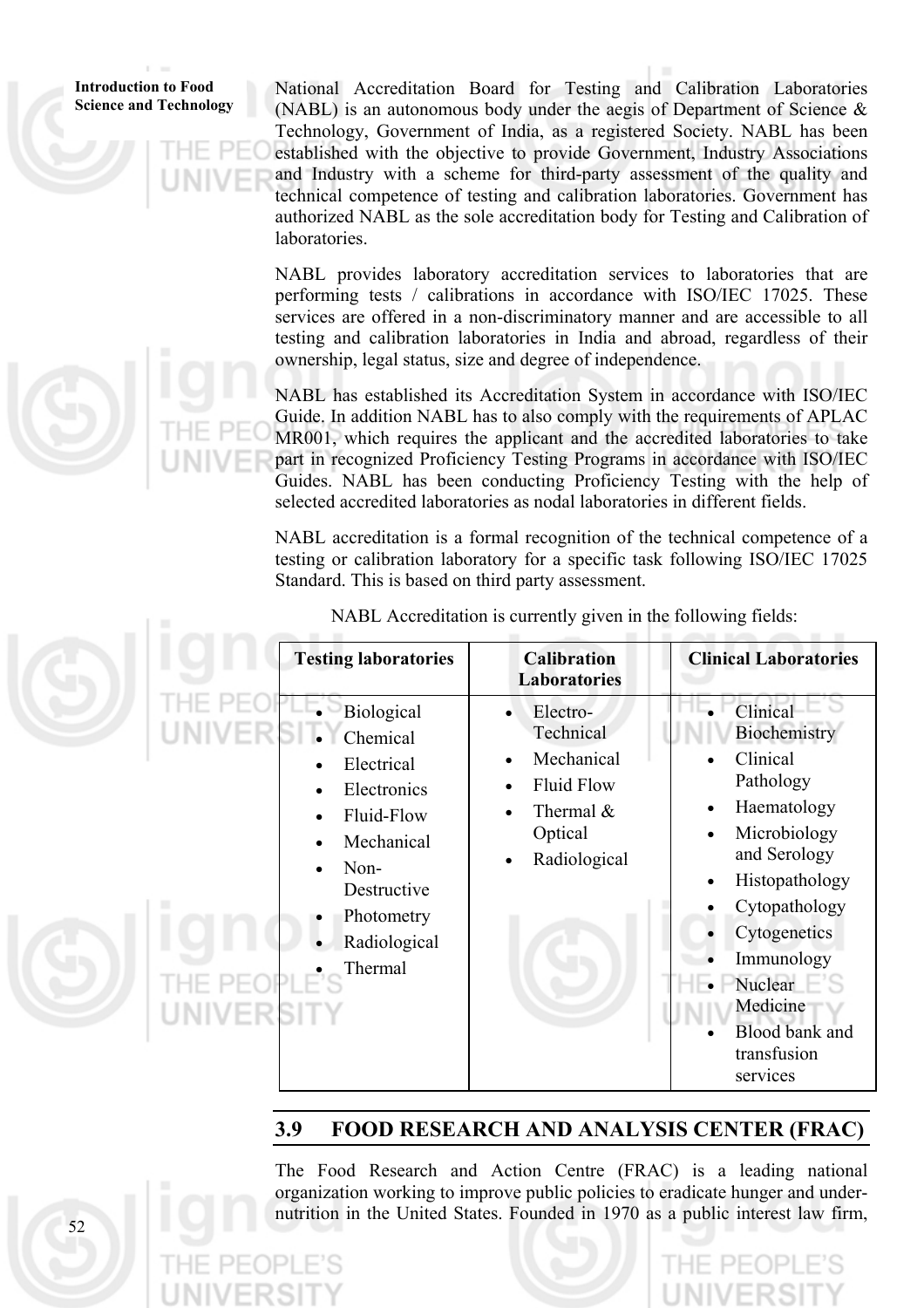National Accreditation Board for Testing and Calibration Laboratories (NABL) is an autonomous body under the aegis of Department of Science & Technology, Government of India, as a registered Society. NABL has been established with the objective to provide Government, Industry Associations and Industry with a scheme for third-party assessment of the quality and technical competence of testing and calibration laboratories. Government has authorized NABL as the sole accreditation body for Testing and Calibration of laboratories.

NABL provides laboratory accreditation services to laboratories that are performing tests / calibrations in accordance with ISO/IEC 17025. These services are offered in a non-discriminatory manner and are accessible to all testing and calibration laboratories in India and abroad, regardless of their ownership, legal status, size and degree of independence.

NABL has established its Accreditation System in accordance with ISO/IEC Guide. In addition NABL has to also comply with the requirements of APLAC MR001, which requires the applicant and the accredited laboratories to take part in recognized Proficiency Testing Programs in accordance with ISO/IEC Guides. NABL has been conducting Proficiency Testing with the help of selected accredited laboratories as nodal laboratories in different fields.

NABL accreditation is a formal recognition of the technical competence of a testing or calibration laboratory for a specific task following ISO/IEC 17025 Standard. This is based on third party assessment.

NABL Accreditation is currently given in the following fields:

| Testing laboratories | Calibration Laboratories | Clinical Laboratories |
| --- | --- | --- |
| • Biological<br>• Chemical<br>• Electrical<br>• Electronics<br>• Fluid-Flow<br>• Mechanical<br>• Non-Destructive<br>• Photometry<br>• Radiological<br>• Thermal | • Electro-Technical<br>• Mechanical<br>• Fluid Flow<br>• Thermal & Optical<br>• Radiological | • Clinical Biochemistry<br>• Clinical Pathology<br>• Haematology<br>• Microbiology and Serology<br>• Histopathology<br>• Cytopathology<br>• Cytogenetics<br>• Immunology<br>• Nuclear Medicine<br>• Blood bank and transfusion services |

## 3.9 FOOD RESEARCH AND ANALYSIS CENTER (FRAC)

The Food Research and Action Centre (FRAC) is a leading national organization working to improve public policies to eradicate hunger and under-nutrition in the United States. Founded in 1970 as a public interest law firm,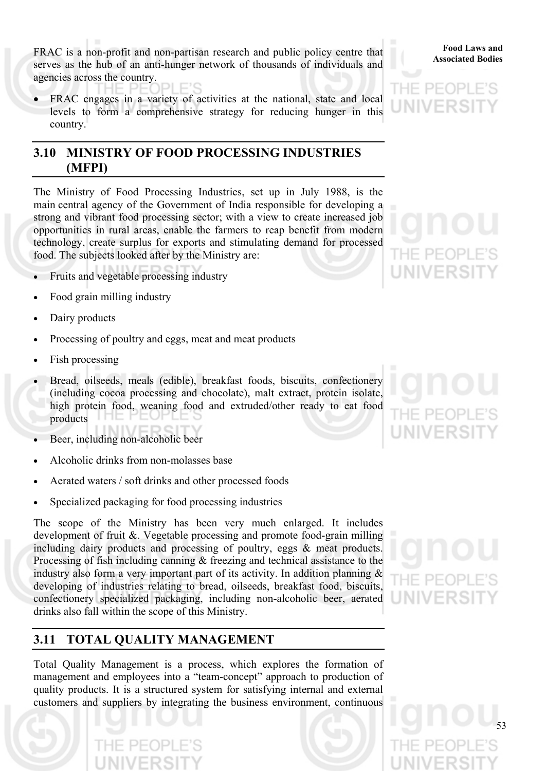FRAC is a non-profit and non-partisan research and public policy centre that serves as the hub of an anti-hunger network of thousands of individuals and agencies across the country.

- FRAC engages in a variety of activities at the national, state and local levels to form a comprehensive strategy for reducing hunger in this country.

## 3.10 MINISTRY OF FOOD PROCESSING INDUSTRIES (MFPI)

The Ministry of Food Processing Industries, set up in July 1988, is the main central agency of the Government of India responsible for developing a strong and vibrant food processing sector; with a view to create increased job opportunities in rural areas, enable the farmers to reap benefit from modern technology, create surplus for exports and stimulating demand for processed food. The subjects looked after by the Ministry are:

- Fruits and vegetable processing industry
- Food grain milling industry
- Dairy products
- Processing of poultry and eggs, meat and meat products
- Fish processing
- Bread, oilseeds, meals (edible), breakfast foods, biscuits, confectionery (including cocoa processing and chocolate), malt extract, protein isolate, high protein food, weaning food and extruded/other ready to eat food products
- Beer, including non-alcoholic beer
- Alcoholic drinks from non-molasses base
- Aerated waters / soft drinks and other processed foods
- Specialized packaging for food processing industries

The scope of the Ministry has been very much enlarged. It includes development of fruit &. Vegetable processing and promote food-grain milling including dairy products and processing of poultry, eggs & meat products. Processing of fish including canning & freezing and technical assistance to the industry also form a very important part of its activity. In addition planning & developing of industries relating to bread, oilseeds, breakfast food, biscuits, confectionery specialized packaging, including non-alcoholic beer, aerated drinks also fall within the scope of this Ministry.

## 3.11 TOTAL QUALITY MANAGEMENT

Total Quality Management is a process, which explores the formation of management and employees into a "team-concept" approach to production of quality products. It is a structured system for satisfying internal and external customers and suppliers by integrating the business environment, continuous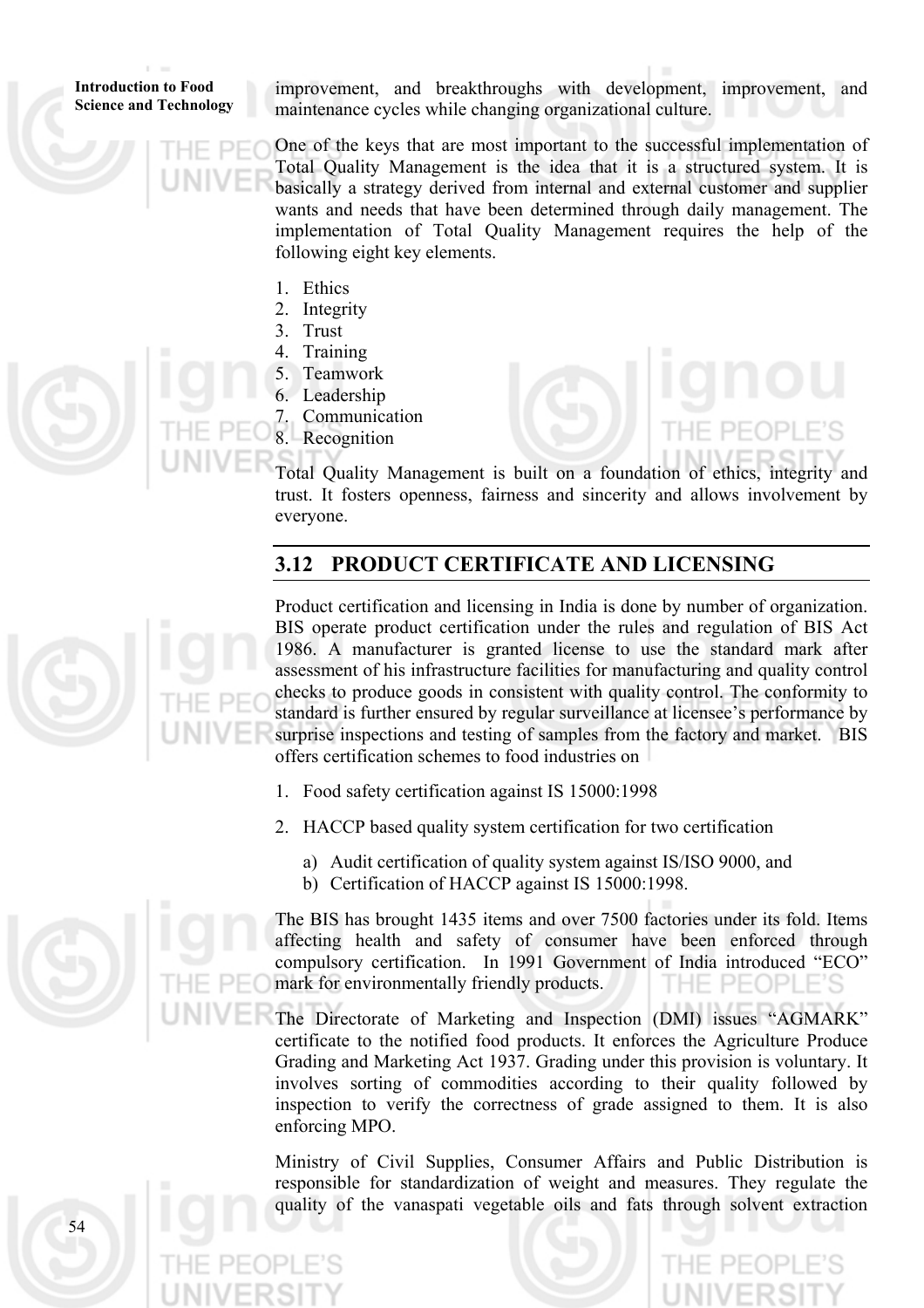improvement, and breakthroughs with development, improvement, and maintenance cycles while changing organizational culture.

One of the keys that are most important to the successful implementation of Total Quality Management is the idea that it is a structured system. It is basically a strategy derived from internal and external customer and supplier wants and needs that have been determined through daily management. The implementation of Total Quality Management requires the help of the following eight key elements.

1. Ethics
2. Integrity
3. Trust
4. Training
5. Teamwork
6. Leadership
7. Communication
8. Recognition

Total Quality Management is built on a foundation of ethics, integrity and trust. It fosters openness, fairness and sincerity and allows involvement by everyone.

## 3.12 PRODUCT CERTIFICATE AND LICENSING

Product certification and licensing in India is done by number of organization. BIS operate product certification under the rules and regulation of BIS Act 1986. A manufacturer is granted license to use the standard mark after assessment of his infrastructure facilities for manufacturing and quality control checks to produce goods in consistent with quality control. The conformity to standard is further ensured by regular surveillance at licensee's performance by surprise inspections and testing of samples from the factory and market. BIS offers certification schemes to food industries on

1. Food safety certification against IS 15000:1998
2. HACCP based quality system certification for two certification
   a) Audit certification of quality system against IS/ISO 9000, and
   b) Certification of HACCP against IS 15000:1998.

The BIS has brought 1435 items and over 7500 factories under its fold. Items affecting health and safety of consumer have been enforced through compulsory certification. In 1991 Government of India introduced "ECO" mark for environmentally friendly products.

The Directorate of Marketing and Inspection (DMI) issues "AGMARK" certificate to the notified food products. It enforces the Agriculture Produce Grading and Marketing Act 1937. Grading under this provision is voluntary. It involves sorting of commodities according to their quality followed by inspection to verify the correctness of grade assigned to them. It is also enforcing MPO.

Ministry of Civil Supplies, Consumer Affairs and Public Distribution is responsible for standardization of weight and measures. They regulate the quality of the vanaspati vegetable oils and fats through solvent extraction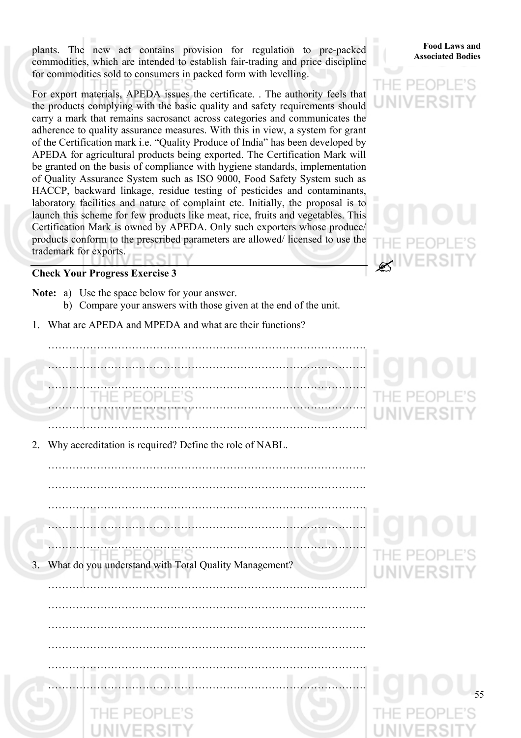plants. The new act contains provision for regulation to pre-packed commodities, which are intended to establish fair-trading and price discipline for commodities sold to consumers in packed form with levelling.

For export materials, APEDA issues the certificate. . The authority feels that the products complying with the basic quality and safety requirements should carry a mark that remains sacrosanct across categories and communicates the adherence to quality assurance measures. With this in view, a system for grant of the Certification mark i.e. "Quality Produce of India" has been developed by APEDA for agricultural products being exported. The Certification Mark will be granted on the basis of compliance with hygiene standards, implementation of Quality Assurance System such as ISO 9000, Food Safety System such as HACCP, backward linkage, residue testing of pesticides and contaminants, laboratory facilities and nature of complaint etc. Initially, the proposal is to launch this scheme for few products like meat, rice, fruits and vegetables. This Certification Mark is owned by APEDA. Only such exporters whose produce/ products conform to the prescribed parameters are allowed/ licensed to use the trademark for exports.

### Check Your Progress Exercise 3

**Note:** a) Use the space below for your answer.
b) Compare your answers with those given at the end of the unit.

1. What are APEDA and MPEDA and what are their functions?

……………………………………………………………………………….

……………………………………………………………………………….

……………………………………………………………………………….

……………………………………………………………………………….

……………………………………………………………………………….

2. Why accreditation is required? Define the role of NABL.

……………………………………………………………………………….

……………………………………………………………………………….

……………………………………………………………………………….

……………………………………………………………………………….

……………………………………………………………………………….

3. What do you understand with Total Quality Management?

……………………………………………………………………………….

……………………………………………………………………………….

……………………………………………………………………………….

……………………………………………………………………………….

……………………………………………………………………………….

……………………………………………………………………………….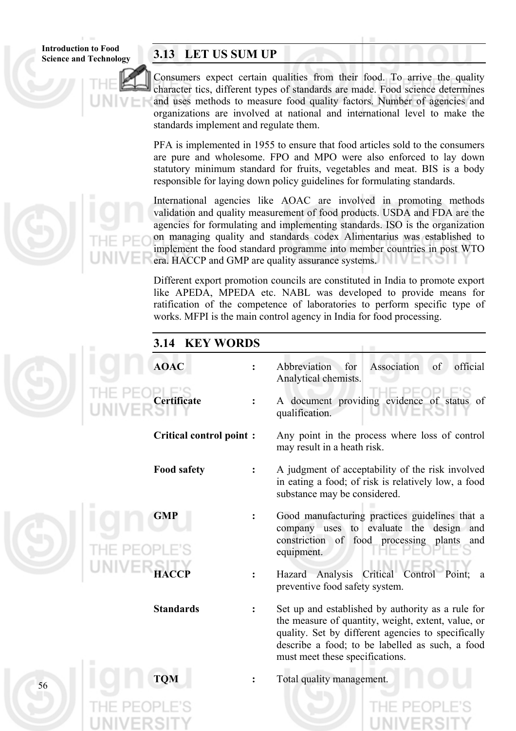## 3.13 LET US SUM UP

Consumers expect certain qualities from their food. To arrive the quality character tics, different types of standards are made. Food science determines and uses methods to measure food quality factors. Number of agencies and organizations are involved at national and international level to make the standards implement and regulate them.

PFA is implemented in 1955 to ensure that food articles sold to the consumers are pure and wholesome. FPO and MPO were also enforced to lay down statutory minimum standard for fruits, vegetables and meat. BIS is a body responsible for laying down policy guidelines for formulating standards.

International agencies like AOAC are involved in promoting methods validation and quality measurement of food products. USDA and FDA are the agencies for formulating and implementing standards. ISO is the organization on managing quality and standards codex Alimentarius was established to implement the food standard programme into member countries in post WTO era. HACCP and GMP are quality assurance systems.

Different export promotion councils are constituted in India to promote export like APEDA, MPEDA etc. NABL was developed to provide means for ratification of the competence of laboratories to perform specific type of works. MFPI is the main control agency in India for food processing.

## 3.14 KEY WORDS

**AOAC** : Abbreviation for Association of official Analytical chemists.

**Certificate** : A document providing evidence of status of qualification.

**Critical control point** : Any point in the process where loss of control may result in a heath risk.

**Food safety** : A judgment of acceptability of the risk involved in eating a food; of risk is relatively low, a food substance may be considered.

**GMP** : Good manufacturing practices guidelines that a company uses to evaluate the design and constriction of food processing plants and equipment.

**HACCP** : Hazard Analysis Critical Control Point; a preventive food safety system.

**Standards** : Set up and established by authority as a rule for the measure of quantity, weight, extent, value, or quality. Set by different agencies to specifically describe a food; to be labelled as such, a food must meet these specifications.

**TQM** : Total quality management.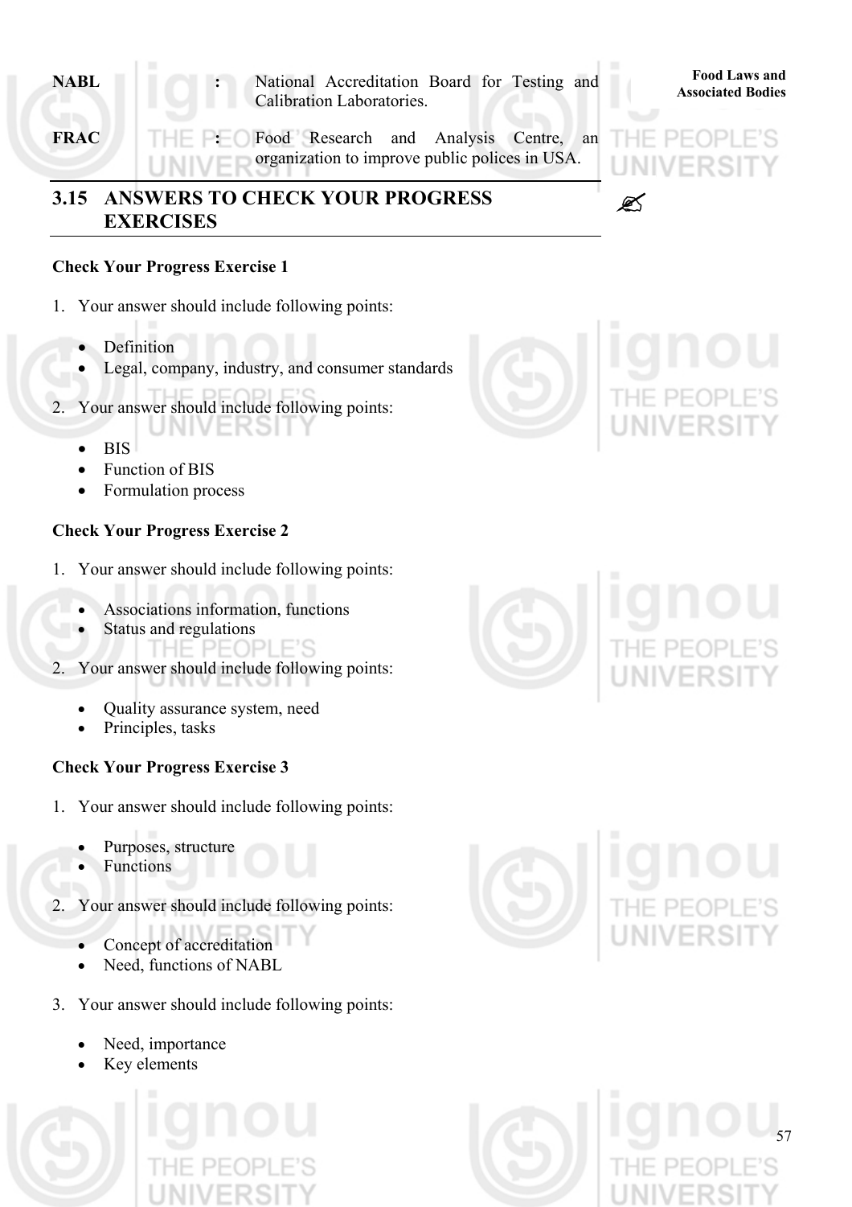| | | |
|---|---|---|
| **NABL** | **:** | National Accreditation Board for Testing and Calibration Laboratories. |
| **FRAC** | **:** | Food Research and Analysis Centre, an organization to improve public polices in USA. |

## 3.15 ANSWERS TO CHECK YOUR PROGRESS EXERCISES

### Check Your Progress Exercise 1

1. Your answer should include following points:
   - Definition
   - Legal, company, industry, and consumer standards
2. Your answer should include following points:
   - BIS
   - Function of BIS
   - Formulation process

### Check Your Progress Exercise 2

1. Your answer should include following points:
   - Associations information, functions
   - Status and regulations
2. Your answer should include following points:
   - Quality assurance system, need
   - Principles, tasks

### Check Your Progress Exercise 3

1. Your answer should include following points:
   - Purposes, structure
   - Functions
2. Your answer should include following points:
   - Concept of accreditation
   - Need, functions of NABL
3. Your answer should include following points:
   - Need, importance
   - Key elements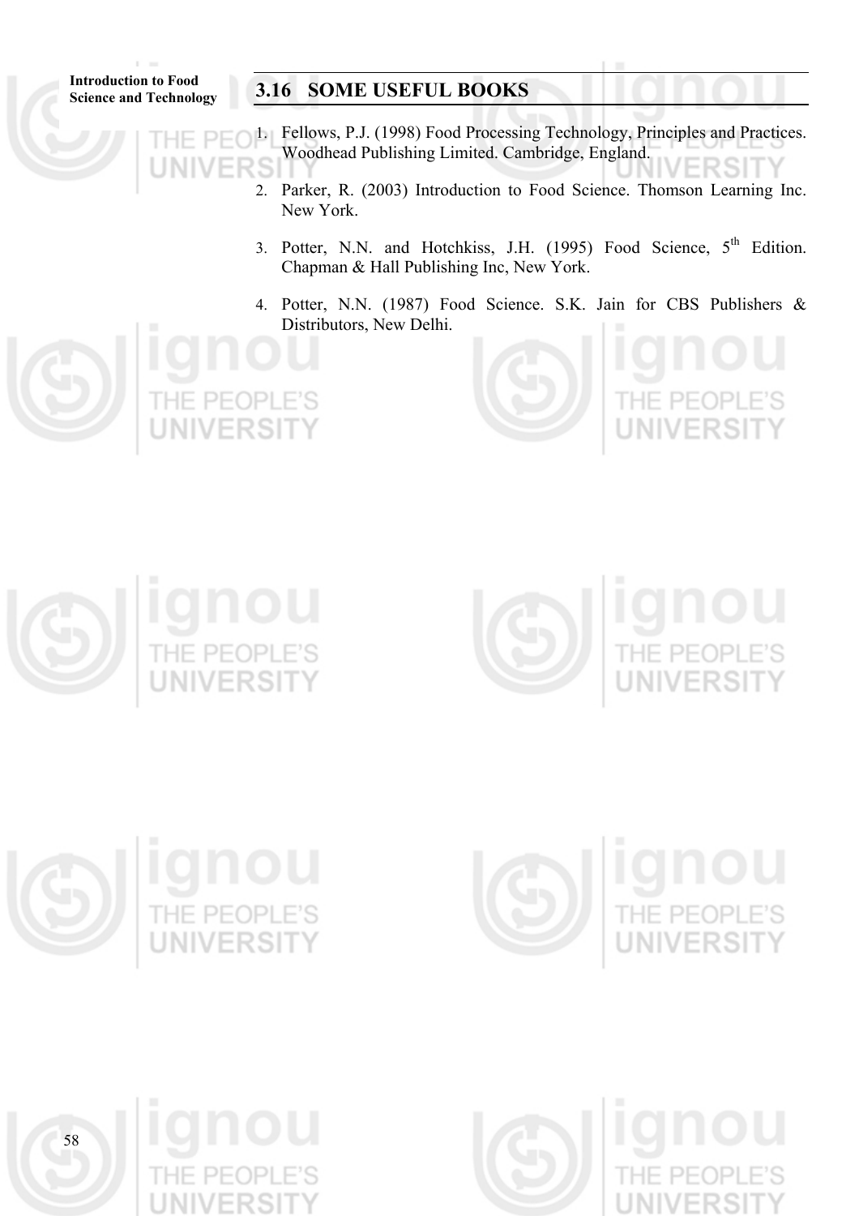## 3.16 SOME USEFUL BOOKS

1. Fellows, P.J. (1998) Food Processing Technology, Principles and Practices. Woodhead Publishing Limited. Cambridge, England.
2. Parker, R. (2003) Introduction to Food Science. Thomson Learning Inc. New York.
3. Potter, N.N. and Hotchkiss, J.H. (1995) Food Science, 5th Edition. Chapman & Hall Publishing Inc, New York.
4. Potter, N.N. (1987) Food Science. S.K. Jain for CBS Publishers & Distributors, New Delhi.